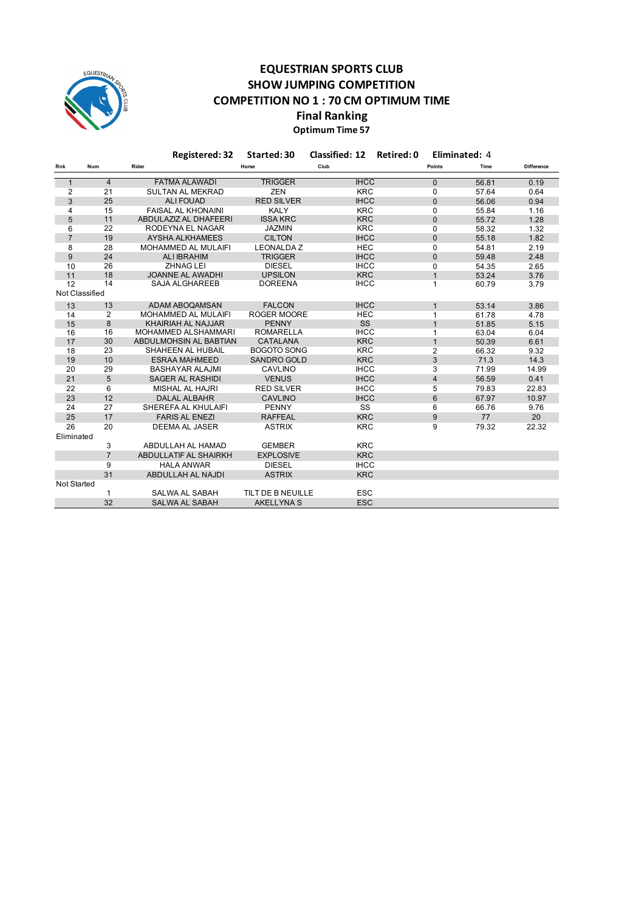# EQUESTRIAN SPORTS CLUB
## SHOW JUMPING COMPETITION
## COMPETITION NO 1 : 70 CM OPTIMUM TIME
### Final Ranking
**Optimum Time 57**

**Registered: 32 Started: 30 Classified: 12 Retired: 0 Eliminated: 4**

| Rnk | Num | Rider | Horse | Club | Points | Time | Difference |
|---|---|---|---|---|---|---|---|
| 1 | 4 | FATMA ALAWADI | TRIGGER | IHCC | 0 | 56.81 | 0.19 |
| 2 | 21 | SULTAN AL MEKRAD | ZEN | KRC | 0 | 57.64 | 0.64 |
| 3 | 25 | ALI FOUAD | RED SILVER | IHCC | 0 | 56.06 | 0.94 |
| 4 | 15 | FAISAL AL KHONAINI | KALY | KRC | 0 | 55.84 | 1.16 |
| 5 | 11 | ABDULAZIZ AL DHAFEERI | ISSA KRC | KRC | 0 | 55.72 | 1.28 |
| 6 | 22 | RODEYNA EL NAGAR | JAZMIN | KRC | 0 | 58.32 | 1.32 |
| 7 | 19 | AYSHA ALKHAMEES | CILTON | IHCC | 0 | 55.18 | 1.82 |
| 8 | 28 | MOHAMMED AL MULAIFI | LEONALDA Z | HEC | 0 | 54.81 | 2.19 |
| 9 | 24 | ALI IBRAHIM | TRIGGER | IHCC | 0 | 59.48 | 2.48 |
| 10 | 26 | ZHNAG LEI | DIESEL | IHCC | 0 | 54.35 | 2.65 |
| 11 | 18 | JOANNE AL AWADHI | UPSILON | KRC | 1 | 53.24 | 3.76 |
| 12 | 14 | SAJA ALGHAREEB | DOREENA | IHCC | 1 | 60.79 | 3.79 |
| Not Classified | | | | | | | |
| 13 | 13 | ADAM ABOQAMSAN | FALCON | IHCC | 1 | 53.14 | 3.86 |
| 14 | 2 | MOHAMMED AL MULAIFI | ROGER MOORE | HEC | 1 | 61.78 | 4.78 |
| 15 | 8 | KHAIRIAH AL NAJJAR | PENNY | SS | 1 | 51.85 | 5.15 |
| 16 | 16 | MOHAMMED ALSHAMMARI | ROMARELLA | IHCC | 1 | 63.04 | 6.04 |
| 17 | 30 | ABDULMOHSIN AL BABTIAN | CATALANA | KRC | 1 | 50.39 | 6.61 |
| 18 | 23 | SHAHEEN AL HUBAIL | BOGOTO SONG | KRC | 2 | 66.32 | 9.32 |
| 19 | 10 | ESRAA MAHMEED | SANDRO GOLD | KRC | 3 | 71.3 | 14.3 |
| 20 | 29 | BASHAYAR ALAJMI | CAVLINO | IHCC | 3 | 71.99 | 14.99 |
| 21 | 5 | SAGER AL RASHIDI | VENUS | IHCC | 4 | 56.59 | 0.41 |
| 22 | 6 | MISHAL AL HAJRI | RED SILVER | IHCC | 5 | 79.83 | 22.83 |
| 23 | 12 | DALAL ALBAHR | CAVLINO | IHCC | 6 | 67.97 | 10.97 |
| 24 | 27 | SHEREFA AL KHULAIFI | PENNY | SS | 6 | 66.76 | 9.76 |
| 25 | 17 | FARIS AL ENEZI | RAFFEAL | KRC | 9 | 77 | 20 |
| 26 | 20 | DEEMA AL JASER | ASTRIX | KRC | 9 | 79.32 | 22.32 |
| Eliminated | | | | | | | |
| | 3 | ABDULLAH AL HAMAD | GEMBER | KRC | | | |
| | 7 | ABDULLATIF AL SHAIRKH | EXPLOSIVE | KRC | | | |
| | 9 | HALA ANWAR | DIESEL | IHCC | | | |
| | 31 | ABDULLAH AL NAJDI | ASTRIX | KRC | | | |
| Not Started | | | | | | | |
| | 1 | SALWA AL SABAH | TILT DE B NEUILLE | ESC | | | |
| | 32 | SALWA AL SABAH | AKELLYNA S | ESC | | | |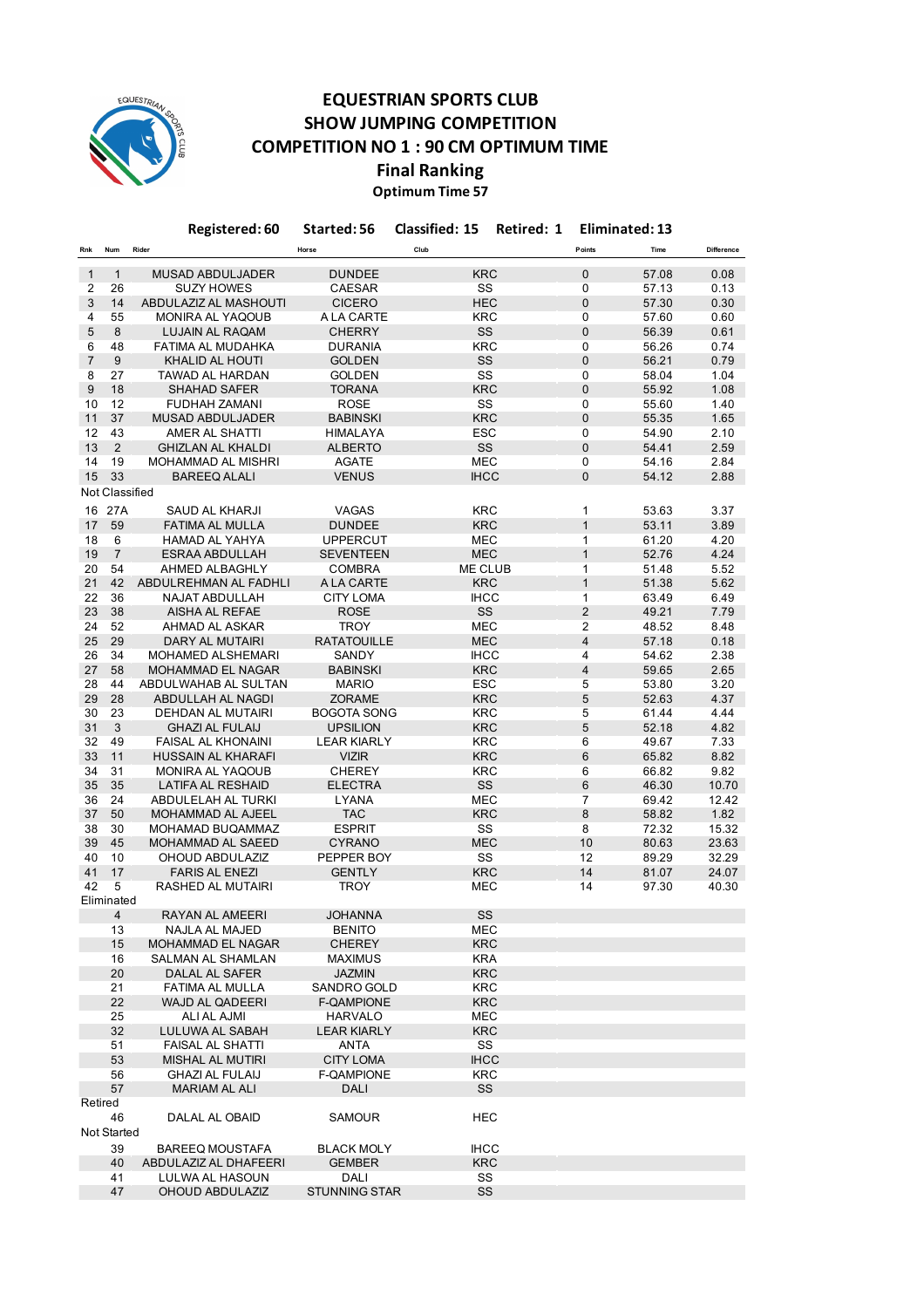# EQUESTRIAN SPORTS CLUB
# SHOW JUMPING COMPETITION
# COMPETITION NO 1 : 90 CM OPTIMUM TIME
## Final Ranking
### Optimum Time 57

**Registered: 60 Started: 56 Classified: 15 Retired: 1 Eliminated: 13**

| Rnk | Num | Rider | Horse | Club | Points | Time | Difference |
|---|---|---|---|---|---|---|---|
| 1 | 1 | MUSAD ABDULJADER | DUNDEE | KRC | 0 | 57.08 | 0.08 |
| 2 | 26 | SUZY HOWES | CAESAR | SS | 0 | 57.13 | 0.13 |
| 3 | 14 | ABDULAZIZ AL MASHOUTI | CICERO | HEC | 0 | 57.30 | 0.30 |
| 4 | 55 | MONIRA AL YAQOUB | A LA CARTE | KRC | 0 | 57.60 | 0.60 |
| 5 | 8 | LUJAIN AL RAQAM | CHERRY | SS | 0 | 56.39 | 0.61 |
| 6 | 48 | FATIMA AL MUDAHKA | DURANIA | KRC | 0 | 56.26 | 0.74 |
| 7 | 9 | KHALID AL HOUTI | GOLDEN | SS | 0 | 56.21 | 0.79 |
| 8 | 27 | TAWAD AL HARDAN | GOLDEN | SS | 0 | 58.04 | 1.04 |
| 9 | 18 | SHAHAD SAFER | TORANA | KRC | 0 | 55.92 | 1.08 |
| 10 | 12 | FUDHAH ZAMANI | ROSE | SS | 0 | 55.60 | 1.40 |
| 11 | 37 | MUSAD ABDULJADER | BABINSKI | KRC | 0 | 55.35 | 1.65 |
| 12 | 43 | AMER AL SHATTI | HIMALAYA | ESC | 0 | 54.90 | 2.10 |
| 13 | 2 | GHIZLAN AL KHALDI | ALBERTO | SS | 0 | 54.41 | 2.59 |
| 14 | 19 | MOHAMMAD AL MISHRI | AGATE | MEC | 0 | 54.16 | 2.84 |
| 15 | 33 | BAREEQ ALALI | VENUS | IHCC | 0 | 54.12 | 2.88 |
| Not Classified | | | | | | | |
| 16 | 27A | SAUD AL KHARJI | VAGAS | KRC | 1 | 53.63 | 3.37 |
| 17 | 59 | FATIMA AL MULLA | DUNDEE | KRC | 1 | 53.11 | 3.89 |
| 18 | 6 | HAMAD AL YAHYA | UPPERCUT | MEC | 1 | 61.20 | 4.20 |
| 19 | 7 | ESRAA ABDULLAH | SEVENTEEN | MEC | 1 | 52.76 | 4.24 |
| 20 | 54 | AHMED ALBAGHLY | COMBRA | ME CLUB | 1 | 51.48 | 5.52 |
| 21 | 42 | ABDULREHMAN AL FADHLI | A LA CARTE | KRC | 1 | 51.38 | 5.62 |
| 22 | 36 | NAJAT ABDULLAH | CITY LOMA | IHCC | 1 | 63.49 | 6.49 |
| 23 | 38 | AISHA AL REFAE | ROSE | SS | 2 | 49.21 | 7.79 |
| 24 | 52 | AHMAD AL ASKAR | TROY | MEC | 2 | 48.52 | 8.48 |
| 25 | 29 | DARY AL MUTAIRI | RATATOUILLE | MEC | 4 | 57.18 | 0.18 |
| 26 | 34 | MOHAMED ALSHEMARI | SANDY | IHCC | 4 | 54.62 | 2.38 |
| 27 | 58 | MOHAMMAD EL NAGAR | BABINSKI | KRC | 4 | 59.65 | 2.65 |
| 28 | 44 | ABDULWAHAB AL SULTAN | MARIO | ESC | 5 | 53.80 | 3.20 |
| 29 | 28 | ABDULLAH AL NAGDI | ZORAME | KRC | 5 | 52.63 | 4.37 |
| 30 | 23 | DEHDAN AL MUTAIRI | BOGOTA SONG | KRC | 5 | 61.44 | 4.44 |
| 31 | 3 | GHAZI AL FULAIJ | UPSILION | KRC | 5 | 52.18 | 4.82 |
| 32 | 49 | FAISAL AL KHONAINI | LEAR KIARLY | KRC | 6 | 49.67 | 7.33 |
| 33 | 11 | HUSSAIN AL KHARAFI | VIZIR | KRC | 6 | 65.82 | 8.82 |
| 34 | 31 | MONIRA AL YAQOUB | CHEREY | KRC | 6 | 66.82 | 9.82 |
| 35 | 35 | LATIFA AL RESHAID | ELECTRA | SS | 6 | 46.30 | 10.70 |
| 36 | 24 | ABDULELAH AL TURKI | LYANA | MEC | 7 | 69.42 | 12.42 |
| 37 | 50 | MOHAMMAD AL AJEEL | TAC | KRC | 8 | 58.82 | 1.82 |
| 38 | 30 | MOHAMAD BUQAMMAZ | ESPRIT | SS | 8 | 72.32 | 15.32 |
| 39 | 45 | MOHAMMAD AL SAEED | CYRANO | MEC | 10 | 80.63 | 23.63 |
| 40 | 10 | OHOUD ABDULAZIZ | PEPPER BOY | SS | 12 | 89.29 | 32.29 |
| 41 | 17 | FARIS AL ENEZI | GENTLY | KRC | 14 | 81.07 | 24.07 |
| 42 | 5 | RASHED AL MUTAIRI | TROY | MEC | 14 | 97.30 | 40.30 |
| Eliminated | | | | | | | |
| | 4 | RAYAN AL AMEERI | JOHANNA | SS | | | |
| | 13 | NAJLA AL MAJED | BENITO | MEC | | | |
| | 15 | MOHAMMAD EL NAGAR | CHEREY | KRC | | | |
| | 16 | SALMAN AL SHAMLAN | MAXIMUS | KRA | | | |
| | 20 | DALAL AL SAFER | JAZMIN | KRC | | | |
| | 21 | FATIMA AL MULLA | SANDRO GOLD | KRC | | | |
| | 22 | WAJD AL QADEERI | F-QAMPIONE | KRC | | | |
| | 25 | ALI AL AJMI | HARVALO | MEC | | | |
| | 32 | LULUWA AL SABAH | LEAR KIARLY | KRC | | | |
| | 51 | FAISAL AL SHATTI | ANTA | SS | | | |
| | 53 | MISHAL AL MUTIRI | CITY LOMA | IHCC | | | |
| | 56 | GHAZI AL FULAIJ | F-QAMPIONE | KRC | | | |
| | 57 | MARIAM AL ALI | DALI | SS | | | |
| Retired | | | | | | | |
| | 46 | DALAL AL OBAID | SAMOUR | HEC | | | |
| Not Started | | | | | | | |
| | 39 | BAREEQ MOUSTAFA | BLACK MOLY | IHCC | | | |
| | 40 | ABDULAZIZ AL DHAFEERI | GEMBER | KRC | | | |
| | 41 | LULWA AL HASOUN | DALI | SS | | | |
| | 47 | OHOUD ABDULAZIZ | STUNNING STAR | SS | | | |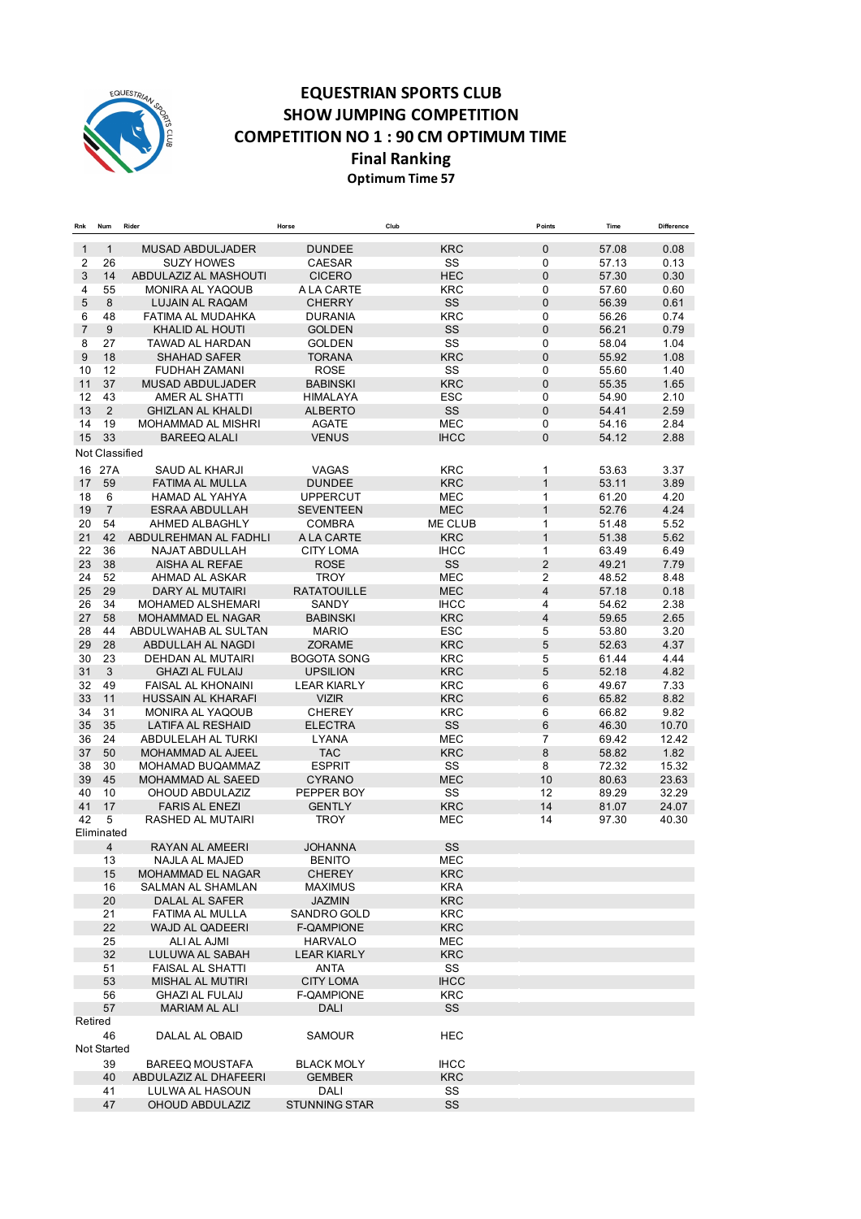# EQUESTRIAN SPORTS CLUB
## SHOW JUMPING COMPETITION
## COMPETITION NO 1 : 90 CM OPTIMUM TIME
## Final Ranking
### Optimum Time 57

| Rnk | Num | Rider | Horse | Club | Points | Time | Difference |
|---|---|---|---|---|---|---|---|
| 1 | 1 | MUSAD ABDULJADER | DUNDEE | KRC | 0 | 57.08 | 0.08 |
| 2 | 26 | SUZY HOWES | CAESAR | SS | 0 | 57.13 | 0.13 |
| 3 | 14 | ABDULAZIZ AL MASHOUTI | CICERO | HEC | 0 | 57.30 | 0.30 |
| 4 | 55 | MONIRA AL YAQOUB | A LA CARTE | KRC | 0 | 57.60 | 0.60 |
| 5 | 8 | LUJAIN AL RAQAM | CHERRY | SS | 0 | 56.39 | 0.61 |
| 6 | 48 | FATIMA AL MUDAHKA | DURANIA | KRC | 0 | 56.26 | 0.74 |
| 7 | 9 | KHALID AL HOUTI | GOLDEN | SS | 0 | 56.21 | 0.79 |
| 8 | 27 | TAWAD AL HARDAN | GOLDEN | SS | 0 | 58.04 | 1.04 |
| 9 | 18 | SHAHAD SAFER | TORANA | KRC | 0 | 55.92 | 1.08 |
| 10 | 12 | FUDHAH ZAMANI | ROSE | SS | 0 | 55.60 | 1.40 |
| 11 | 37 | MUSAD ABDULJADER | BABINSKI | KRC | 0 | 55.35 | 1.65 |
| 12 | 43 | AMER AL SHATTI | HIMALAYA | ESC | 0 | 54.90 | 2.10 |
| 13 | 2 | GHIZLAN AL KHALDI | ALBERTO | SS | 0 | 54.41 | 2.59 |
| 14 | 19 | MOHAMMAD AL MISHRI | AGATE | MEC | 0 | 54.16 | 2.84 |
| 15 | 33 | BAREEQ ALALI | VENUS | IHCC | 0 | 54.12 | 2.88 |
| Not Classified | | | | | | | |
| 16 | 27A | SAUD AL KHARJI | VAGAS | KRC | 1 | 53.63 | 3.37 |
| 17 | 59 | FATIMA AL MULLA | DUNDEE | KRC | 1 | 53.11 | 3.89 |
| 18 | 6 | HAMAD AL YAHYA | UPPERCUT | MEC | 1 | 61.20 | 4.20 |
| 19 | 7 | ESRAA ABDULLAH | SEVENTEEN | MEC | 1 | 52.76 | 4.24 |
| 20 | 54 | AHMED ALBAGHLY | COMBRA | ME CLUB | 1 | 51.48 | 5.52 |
| 21 | 42 | ABDULREHMAN AL FADHLI | A LA CARTE | KRC | 1 | 51.38 | 5.62 |
| 22 | 36 | NAJAT ABDULLAH | CITY LOMA | IHCC | 1 | 63.49 | 6.49 |
| 23 | 38 | AISHA AL REFAE | ROSE | SS | 2 | 49.21 | 7.79 |
| 24 | 52 | AHMAD AL ASKAR | TROY | MEC | 2 | 48.52 | 8.48 |
| 25 | 29 | DARY AL MUTAIRI | RATATOUILLE | MEC | 4 | 57.18 | 0.18 |
| 26 | 34 | MOHAMED ALSHEMARI | SANDY | IHCC | 4 | 54.62 | 2.38 |
| 27 | 58 | MOHAMMAD EL NAGAR | BABINSKI | KRC | 4 | 59.65 | 2.65 |
| 28 | 44 | ABDULWAHAB AL SULTAN | MARIO | ESC | 5 | 53.80 | 3.20 |
| 29 | 28 | ABDULLAH AL NAGDI | ZORAME | KRC | 5 | 52.63 | 4.37 |
| 30 | 23 | DEHDAN AL MUTAIRI | BOGOTA SONG | KRC | 5 | 61.44 | 4.44 |
| 31 | 3 | GHAZI AL FULAIJ | UPSILION | KRC | 5 | 52.18 | 4.82 |
| 32 | 49 | FAISAL AL KHONAINI | LEAR KIARLY | KRC | 6 | 49.67 | 7.33 |
| 33 | 11 | HUSSAIN AL KHARAFI | VIZIR | KRC | 6 | 65.82 | 8.82 |
| 34 | 31 | MONIRA AL YAQOUB | CHEREY | KRC | 6 | 66.82 | 9.82 |
| 35 | 35 | LATIFA AL RESHAID | ELECTRA | SS | 6 | 46.30 | 10.70 |
| 36 | 24 | ABDULELAH AL TURKI | LYANA | MEC | 7 | 69.42 | 12.42 |
| 37 | 50 | MOHAMMAD AL AJEEL | TAC | KRC | 8 | 58.82 | 1.82 |
| 38 | 30 | MOHAMAD BUQAMMAZ | ESPRIT | SS | 8 | 72.32 | 15.32 |
| 39 | 45 | MOHAMMAD AL SAEED | CYRANO | MEC | 10 | 80.63 | 23.63 |
| 40 | 10 | OHOUD ABDULAZIZ | PEPPER BOY | SS | 12 | 89.29 | 32.29 |
| 41 | 17 | FARIS AL ENEZI | GENTLY | KRC | 14 | 81.07 | 24.07 |
| 42 | 5 | RASHED AL MUTAIRI | TROY | MEC | 14 | 97.30 | 40.30 |
| Eliminated | | | | | | | |
| | 4 | RAYAN AL AMEERI | JOHANNA | SS | | | |
| | 13 | NAJLA AL MAJED | BENITO | MEC | | | |
| | 15 | MOHAMMAD EL NAGAR | CHEREY | KRC | | | |
| | 16 | SALMAN AL SHAMLAN | MAXIMUS | KRA | | | |
| | 20 | DALAL AL SAFER | JAZMIN | KRC | | | |
| | 21 | FATIMA AL MULLA | SANDRO GOLD | KRC | | | |
| | 22 | WAJD AL QADEERI | F-QAMPIONE | KRC | | | |
| | 25 | ALI AL AJMI | HARVALO | MEC | | | |
| | 32 | LULUWA AL SABAH | LEAR KIARLY | KRC | | | |
| | 51 | FAISAL AL SHATTI | ANTA | SS | | | |
| | 53 | MISHAL AL MUTIRI | CITY LOMA | IHCC | | | |
| | 56 | GHAZI AL FULAIJ | F-QAMPIONE | KRC | | | |
| | 57 | MARIAM AL ALI | DALI | SS | | | |
| Retired | | | | | | | |
| | 46 | DALAL AL OBAID | SAMOUR | HEC | | | |
| Not Started | | | | | | | |
| | 39 | BAREEQ MOUSTAFA | BLACK MOLY | IHCC | | | |
| | 40 | ABDULAZIZ AL DHAFEERI | GEMBER | KRC | | | |
| | 41 | LULWA AL HASOUN | DALI | SS | | | |
| | 47 | OHOUD ABDULAZIZ | STUNNING STAR | SS | | | |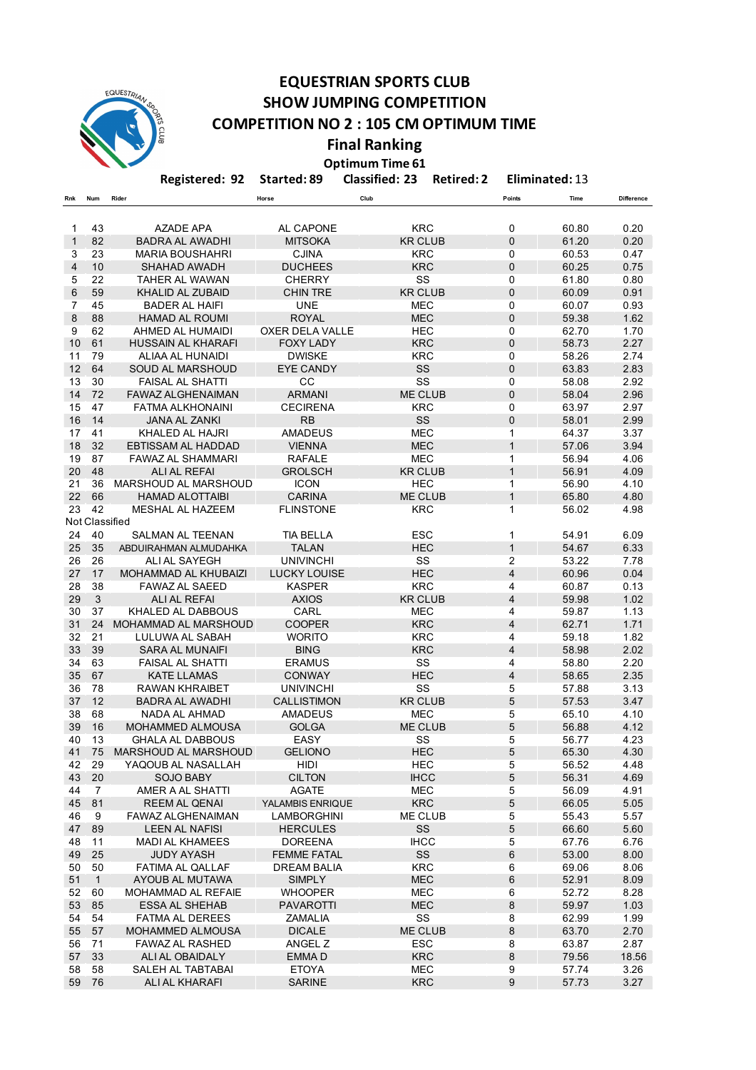# EQUESTRIAN SPORTS CLUB

## SHOW JUMPING COMPETITION

## COMPETITION NO 2 : 105 CM OPTIMUM TIME

## Final Ranking

**Optimum Time 61**

**Registered: 92 Started: 89 Classified: 23 Retired: 2 Eliminated: 13**

| Rnk | Num | Rider | Horse | Club | Points | Time | Difference |
|---|---|---|---|---|---|---|---|
| 1 | 43 | AZADE APA | AL CAPONE | KRC | 0 | 60.80 | 0.20 |
| 1 | 82 | BADRA AL AWADHI | MITSOKA | KR CLUB | 0 | 61.20 | 0.20 |
| 3 | 23 | MARIA BOUSHAHRI | CJINA | KRC | 0 | 60.53 | 0.47 |
| 4 | 10 | SHAHAD AWADH | DUCHEES | KRC | 0 | 60.25 | 0.75 |
| 5 | 22 | TAHER AL WAWAN | CHERRY | SS | 0 | 61.80 | 0.80 |
| 6 | 59 | KHALID AL ZUBAID | CHIN TRE | KR CLUB | 0 | 60.09 | 0.91 |
| 7 | 45 | BADER AL HAIFI | UNE | MEC | 0 | 60.07 | 0.93 |
| 8 | 88 | HAMAD AL ROUMI | ROYAL | MEC | 0 | 59.38 | 1.62 |
| 9 | 62 | AHMED AL HUMAIDI | OXER DELA VALLE | HEC | 0 | 62.70 | 1.70 |
| 10 | 61 | HUSSAIN AL KHARAFI | FOXY LADY | KRC | 0 | 58.73 | 2.27 |
| 11 | 79 | ALIAA AL HUNAIDI | DWISKE | KRC | 0 | 58.26 | 2.74 |
| 12 | 64 | SOUD AL MARSHOUD | EYE CANDY | SS | 0 | 63.83 | 2.83 |
| 13 | 30 | FAISAL AL SHATTI | CC | SS | 0 | 58.08 | 2.92 |
| 14 | 72 | FAWAZ ALGHENAIMAN | ARMANI | ME CLUB | 0 | 58.04 | 2.96 |
| 15 | 47 | FATMA ALKHONAINI | CECIRENA | KRC | 0 | 63.97 | 2.97 |
| 16 | 14 | JANA AL ZANKI | RB | SS | 0 | 58.01 | 2.99 |
| 17 | 41 | KHALED AL HAJRI | AMADEUS | MEC | 1 | 64.37 | 3.37 |
| 18 | 32 | EBTISSAM AL HADDAD | VIENNA | MEC | 1 | 57.06 | 3.94 |
| 19 | 87 | FAWAZ AL SHAMMARI | RAFALE | MEC | 1 | 56.94 | 4.06 |
| 20 | 48 | ALI AL REFAI | GROLSCH | KR CLUB | 1 | 56.91 | 4.09 |
| 21 | 36 | MARSHOUD AL MARSHOUD | ICON | HEC | 1 | 56.90 | 4.10 |
| 22 | 66 | HAMAD ALOTTAIBI | CARINA | ME CLUB | 1 | 65.80 | 4.80 |
| 23 | 42 | MESHAL AL HAZEEM | FLINSTONE | KRC | 1 | 56.02 | 4.98 |
| Not Classified | | | | | | | |
| 24 | 40 | SALMAN AL TEENAN | TIA BELLA | ESC | 1 | 54.91 | 6.09 |
| 25 | 35 | ABDUIRAHMAN ALMUDAHKA | TALAN | HEC | 1 | 54.67 | 6.33 |
| 26 | 26 | ALI AL SAYEGH | UNIVINCHI | SS | 2 | 53.22 | 7.78 |
| 27 | 17 | MOHAMMAD AL KHUBAIZI | LUCKY LOUISE | HEC | 4 | 60.96 | 0.04 |
| 28 | 38 | FAWAZ AL SAEED | KASPER | KRC | 4 | 60.87 | 0.13 |
| 29 | 3 | ALI AL REFAI | AXIOS | KR CLUB | 4 | 59.98 | 1.02 |
| 30 | 37 | KHALED AL DABBOUS | CARL | MEC | 4 | 59.87 | 1.13 |
| 31 | 24 | MOHAMMAD AL MARSHOUD | COOPER | KRC | 4 | 62.71 | 1.71 |
| 32 | 21 | LULUWA AL SABAH | WORITO | KRC | 4 | 59.18 | 1.82 |
| 33 | 39 | SARA AL MUNAIFI | BING | KRC | 4 | 58.98 | 2.02 |
| 34 | 63 | FAISAL AL SHATTI | ERAMUS | SS | 4 | 58.80 | 2.20 |
| 35 | 67 | KATE LLAMAS | CONWAY | HEC | 4 | 58.65 | 2.35 |
| 36 | 78 | RAWAN KHRAIBET | UNIVINCHI | SS | 5 | 57.88 | 3.13 |
| 37 | 12 | BADRA AL AWADHI | CALLISTIMON | KR CLUB | 5 | 57.53 | 3.47 |
| 38 | 68 | NADA AL AHMAD | AMADEUS | MEC | 5 | 65.10 | 4.10 |
| 39 | 16 | MOHAMMED ALMOUSA | GOLGA | ME CLUB | 5 | 56.88 | 4.12 |
| 40 | 13 | GHALA AL DABBOUS | EASY | SS | 5 | 56.77 | 4.23 |
| 41 | 75 | MARSHOUD AL MARSHOUD | GELIONO | HEC | 5 | 65.30 | 4.30 |
| 42 | 29 | YAQOUB AL NASALLAH | HIDI | HEC | 5 | 56.52 | 4.48 |
| 43 | 20 | SOJO BABY | CILTON | IHCC | 5 | 56.31 | 4.69 |
| 44 | 7 | AMER A AL SHATTI | AGATE | MEC | 5 | 56.09 | 4.91 |
| 45 | 81 | REEM AL QENAI | YALAMBIS ENRIQUE | KRC | 5 | 66.05 | 5.05 |
| 46 | 9 | FAWAZ ALGHENAIMAN | LAMBORGHINI | ME CLUB | 5 | 55.43 | 5.57 |
| 47 | 89 | LEEN AL NAFISI | HERCULES | SS | 5 | 66.60 | 5.60 |
| 48 | 11 | MADI AL KHAMEES | DOREENA | IHCC | 5 | 67.76 | 6.76 |
| 49 | 25 | JUDY AYASH | FEMME FATAL | SS | 6 | 53.00 | 8.00 |
| 50 | 50 | FATIMA AL QALLAF | DREAM BALIA | KRC | 6 | 69.06 | 8.06 |
| 51 | 1 | AYOUB AL MUTAWA | SIMPLY | MEC | 6 | 52.91 | 8.09 |
| 52 | 60 | MOHAMMAD AL REFAIE | WHOOPER | MEC | 6 | 52.72 | 8.28 |
| 53 | 85 | ESSA AL SHEHAB | PAVAROTTI | MEC | 8 | 59.97 | 1.03 |
| 54 | 54 | FATMA AL DEREES | ZAMALIA | SS | 8 | 62.99 | 1.99 |
| 55 | 57 | MOHAMMED ALMOUSA | DICALE | ME CLUB | 8 | 63.70 | 2.70 |
| 56 | 71 | FAWAZ AL RASHED | ANGEL Z | ESC | 8 | 63.87 | 2.87 |
| 57 | 33 | ALI AL OBAIDALY | EMMA D | KRC | 8 | 79.56 | 18.56 |
| 58 | 58 | SALEH AL TABTABAI | ETOYA | MEC | 9 | 57.74 | 3.26 |
| 59 | 76 | ALI AL KHARAFI | SARINE | KRC | 9 | 57.73 | 3.27 |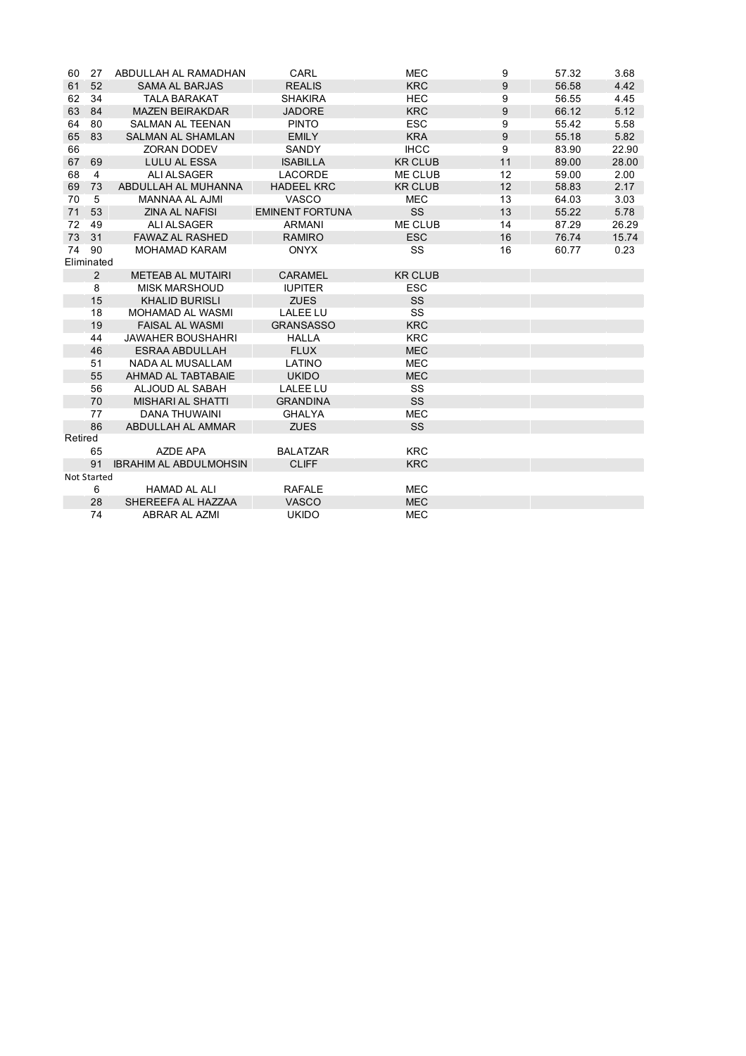| | | | | | | | |
|---|---|---|---|---|---|---|---|
| 60 | 27 | ABDULLAH AL RAMADHAN | CARL | MEC | 9 | 57.32 | 3.68 |
| 61 | 52 | SAMA AL BARJAS | REALIS | KRC | 9 | 56.58 | 4.42 |
| 62 | 34 | TALA BARAKAT | SHAKIRA | HEC | 9 | 56.55 | 4.45 |
| 63 | 84 | MAZEN BEIRAKDAR | JADORE | KRC | 9 | 66.12 | 5.12 |
| 64 | 80 | SALMAN AL TEENAN | PINTO | ESC | 9 | 55.42 | 5.58 |
| 65 | 83 | SALMAN AL SHAMLAN | EMILY | KRA | 9 | 55.18 | 5.82 |
| 66 | | ZORAN DODEV | SANDY | IHCC | 9 | 83.90 | 22.90 |
| 67 | 69 | LULU AL ESSA | ISABILLA | KR CLUB | 11 | 89.00 | 28.00 |
| 68 | 4 | ALI ALSAGER | LACORDE | ME CLUB | 12 | 59.00 | 2.00 |
| 69 | 73 | ABDULLAH AL MUHANNA | HADEEL KRC | KR CLUB | 12 | 58.83 | 2.17 |
| 70 | 5 | MANNAA AL AJMI | VASCO | MEC | 13 | 64.03 | 3.03 |
| 71 | 53 | ZINA AL NAFISI | EMINENT FORTUNA | SS | 13 | 55.22 | 5.78 |
| 72 | 49 | ALI ALSAGER | ARMANI | ME CLUB | 14 | 87.29 | 26.29 |
| 73 | 31 | FAWAZ AL RASHED | RAMIRO | ESC | 16 | 76.74 | 15.74 |
| 74 | 90 | MOHAMAD KARAM | ONYX | SS | 16 | 60.77 | 0.23 |
| Eliminated | | | | | | | |
| | 2 | METEAB AL MUTAIRI | CARAMEL | KR CLUB | | | |
| | 8 | MISK MARSHOUD | IUPITER | ESC | | | |
| | 15 | KHALID BURISLI | ZUES | SS | | | |
| | 18 | MOHAMAD AL WASMI | LALEE LU | SS | | | |
| | 19 | FAISAL AL WASMI | GRANSASSO | KRC | | | |
| | 44 | JAWAHER BOUSHAHRI | HALLA | KRC | | | |
| | 46 | ESRAA ABDULLAH | FLUX | MEC | | | |
| | 51 | NADA AL MUSALLAM | LATINO | MEC | | | |
| | 55 | AHMAD AL TABTABAIE | UKIDO | MEC | | | |
| | 56 | ALJOUD AL SABAH | LALEE LU | SS | | | |
| | 70 | MISHARI AL SHATTI | GRANDINA | SS | | | |
| | 77 | DANA THUWAINI | GHALYA | MEC | | | |
| | 86 | ABDULLAH AL AMMAR | ZUES | SS | | | |
| Retired | | | | | | | |
| | 65 | AZDE APA | BALATZAR | KRC | | | |
| | 91 | IBRAHIM AL ABDULMOHSIN | CLIFF | KRC | | | |
| Not Started | | | | | | | |
| | 6 | HAMAD AL ALI | RAFALE | MEC | | | |
| | 28 | SHEREEFA AL HAZZAA | VASCO | MEC | | | |
| | 74 | ABRAR AL AZMI | UKIDO | MEC | | | |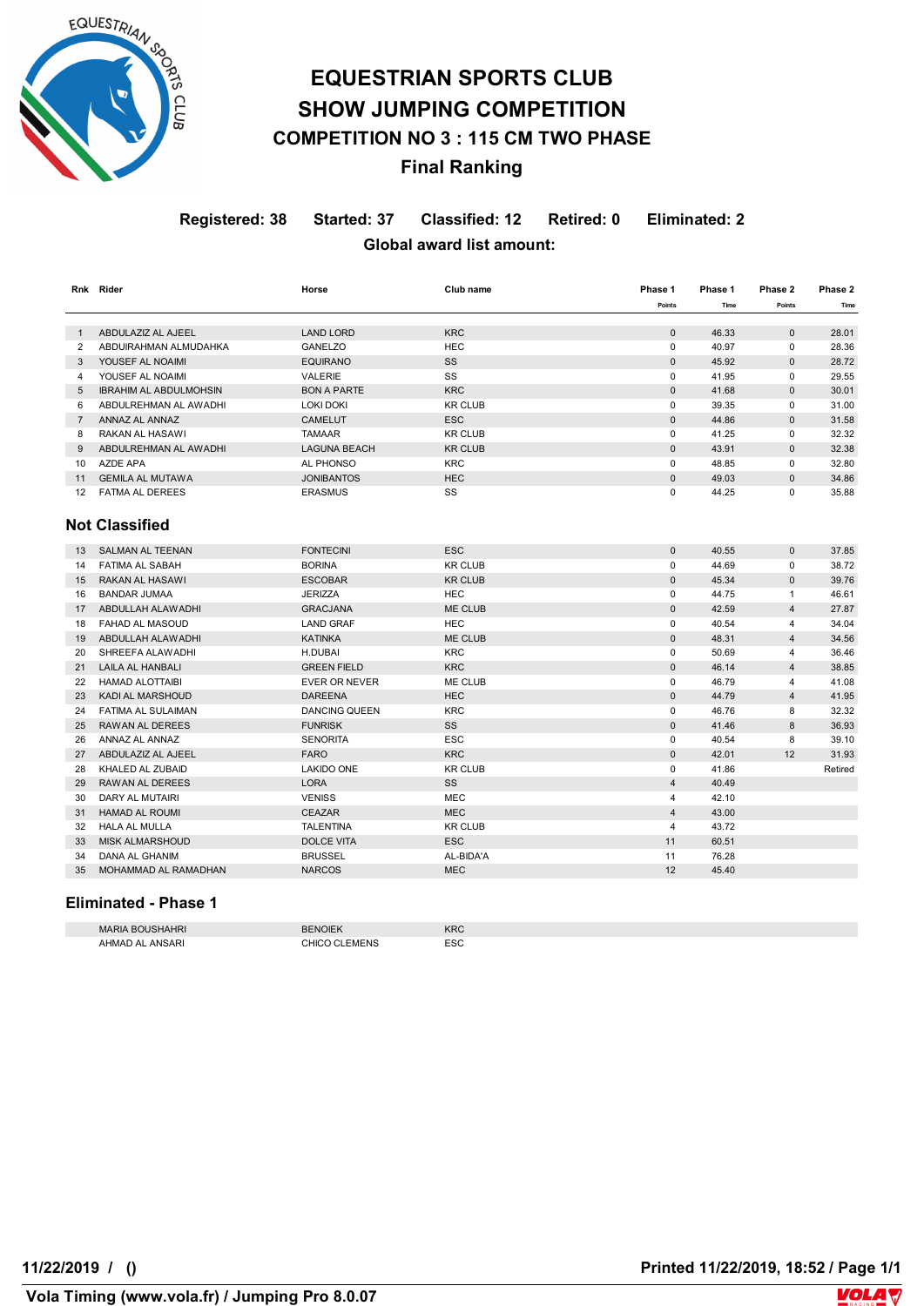# EQUESTRIAN SPORTS CLUB
# SHOW JUMPING COMPETITION
## COMPETITION NO 3 : 115 CM TWO PHASE
## Final Ranking

**Registered: 38 Started: 37 Classified: 12 Retired: 0 Eliminated: 2**

**Global award list amount:**

| Rnk | Rider | Horse | Club name | Phase 1 Points | Phase 1 Time | Phase 2 Points | Phase 2 Time |
|---|---|---|---|---|---|---|---|
| 1 | ABDULAZIZ AL AJEEL | LAND LORD | KRC | 0 | 46.33 | 0 | 28.01 |
| 2 | ABDUIRAHMAN ALMUDAHKA | GANELZO | HEC | 0 | 40.97 | 0 | 28.36 |
| 3 | YOUSEF AL NOAIMI | EQUIRANO | SS | 0 | 45.92 | 0 | 28.72 |
| 4 | YOUSEF AL NOAIMI | VALERIE | SS | 0 | 41.95 | 0 | 29.55 |
| 5 | IBRAHIM AL ABDULMOHSIN | BON A PARTE | KRC | 0 | 41.68 | 0 | 30.01 |
| 6 | ABDULREHMAN AL AWADHI | LOKI DOKI | KR CLUB | 0 | 39.35 | 0 | 31.00 |
| 7 | ANNAZ AL ANNAZ | CAMELUT | ESC | 0 | 44.86 | 0 | 31.58 |
| 8 | RAKAN AL HASAWI | TAMAAR | KR CLUB | 0 | 41.25 | 0 | 32.32 |
| 9 | ABDULREHMAN AL AWADHI | LAGUNA BEACH | KR CLUB | 0 | 43.91 | 0 | 32.38 |
| 10 | AZDE APA | AL PHONSO | KRC | 0 | 48.85 | 0 | 32.80 |
| 11 | GEMILA AL MUTAWA | JONIBANTOS | HEC | 0 | 49.03 | 0 | 34.86 |
| 12 | FATMA AL DEREES | ERASMUS | SS | 0 | 44.25 | 0 | 35.88 |

## Not Classified

| Rnk | Rider | Horse | Club name | Phase 1 Points | Phase 1 Time | Phase 2 Points | Phase 2 Time |
|---|---|---|---|---|---|---|---|
| 13 | SALMAN AL TEENAN | FONTECINI | ESC | 0 | 40.55 | 0 | 37.85 |
| 14 | FATIMA AL SABAH | BORINA | KR CLUB | 0 | 44.69 | 0 | 38.72 |
| 15 | RAKAN AL HASAWI | ESCOBAR | KR CLUB | 0 | 45.34 | 0 | 39.76 |
| 16 | BANDAR JUMAA | JERIZZA | HEC | 0 | 44.75 | 1 | 46.61 |
| 17 | ABDULLAH ALAWADHI | GRACJANA | ME CLUB | 0 | 42.59 | 4 | 27.87 |
| 18 | FAHAD AL MASOUD | LAND GRAF | HEC | 0 | 40.54 | 4 | 34.04 |
| 19 | ABDULLAH ALAWADHI | KATINKA | ME CLUB | 0 | 48.31 | 4 | 34.56 |
| 20 | SHREEFA ALAWADHI | H.DUBAI | KRC | 0 | 50.69 | 4 | 36.46 |
| 21 | LAILA AL HANBALI | GREEN FIELD | KRC | 0 | 46.14 | 4 | 38.85 |
| 22 | HAMAD ALOTTAIBI | EVER OR NEVER | ME CLUB | 0 | 46.79 | 4 | 41.08 |
| 23 | KADI AL MARSHOUD | DAREENA | HEC | 0 | 44.79 | 4 | 41.95 |
| 24 | FATIMA AL SULAIMAN | DANCING QUEEN | KRC | 0 | 46.76 | 8 | 32.32 |
| 25 | RAWAN AL DEREES | FUNRISK | SS | 0 | 41.46 | 8 | 36.93 |
| 26 | ANNAZ AL ANNAZ | SENORITA | ESC | 0 | 40.54 | 8 | 39.10 |
| 27 | ABDULAZIZ AL AJEEL | FARO | KRC | 0 | 42.01 | 12 | 31.93 |
| 28 | KHALED AL ZUBAID | LAKIDO ONE | KR CLUB | 0 | 41.86 | | Retired |
| 29 | RAWAN AL DEREES | LORA | SS | 4 | 40.49 | | |
| 30 | DARY AL MUTAIRI | VENISS | MEC | 4 | 42.10 | | |
| 31 | HAMAD AL ROUMI | CEAZAR | MEC | 4 | 43.00 | | |
| 32 | HALA AL MULLA | TALENTINA | KR CLUB | 4 | 43.72 | | |
| 33 | MISK ALMARSHOUD | DOLCE VITA | ESC | 11 | 60.51 | | |
| 34 | DANA AL GHANIM | BRUSSEL | AL-BIDA'A | 11 | 76.28 | | |
| 35 | MOHAMMAD AL RAMADHAN | NARCOS | MEC | 12 | 45.40 | | |

## Eliminated - Phase 1

| Rider | Horse | Club name |
|---|---|---|
| MARIA BOUSHAHRI | BENOIEK | KRC |
| AHMAD AL ANSARI | CHICO CLEMENS | ESC |

**11/22/2019 / ()** **Printed 11/22/2019, 18:52 / Page 1/1**

**Vola Timing (www.vola.fr) / Jumping Pro 8.0.07**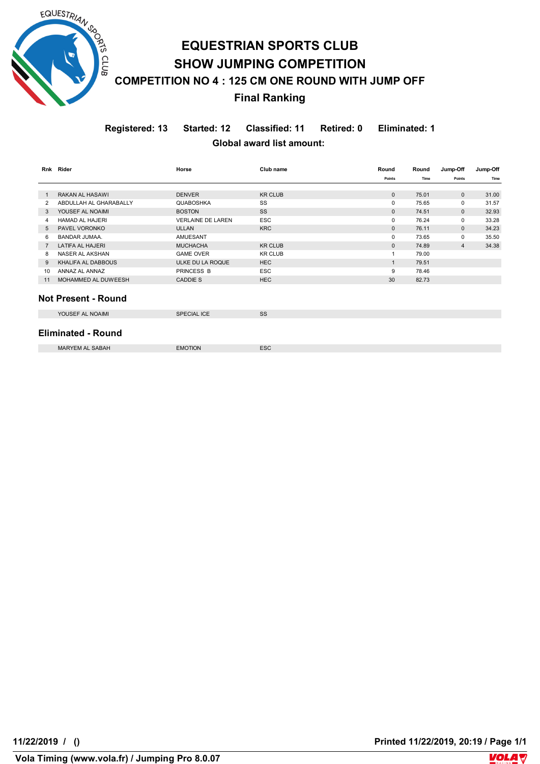# EQUESTRIAN SPORTS CLUB

# SHOW JUMPING COMPETITION

## COMPETITION NO 4 : 125 CM ONE ROUND WITH JUMP OFF

## Final Ranking

**Registered: 13 Started: 12 Classified: 11 Retired: 0 Eliminated: 1**

**Global award list amount:**

| Rnk | Rider | Horse | Club name | Round Points | Round Time | Jump-Off Points | Jump-Off Time |
|---|---|---|---|---|---|---|---|
| 1 | RAKAN AL HASAWI | DENVER | KR CLUB | 0 | 75.01 | 0 | 31.00 |
| 2 | ABDULLAH AL GHARABALLY | QUABOSHKA | SS | 0 | 75.65 | 0 | 31.57 |
| 3 | YOUSEF AL NOAIMI | BOSTON | SS | 0 | 74.51 | 0 | 32.93 |
| 4 | HAMAD AL HAJERI | VERLAINE DE LAREN | ESC | 0 | 76.24 | 0 | 33.28 |
| 5 | PAVEL VORONKO | ULLAN | KRC | 0 | 76.11 | 0 | 34.23 |
| 6 | BANDAR JUMAA. | AMUESANT | | 0 | 73.65 | 0 | 35.50 |
| 7 | LATIFA AL HAJERI | MUCHACHA | KR CLUB | 0 | 74.89 | 4 | 34.38 |
| 8 | NASER AL AKSHAN | GAME OVER | KR CLUB | 1 | 79.00 | | |
| 9 | KHALIFA AL DABBOUS | ULKE DU LA ROQUE | HEC | 1 | 79.51 | | |
| 10 | ANNAZ AL ANNAZ | PRINCESS B | ESC | 9 | 78.46 | | |
| 11 | MOHAMMED AL DUWEESH | CADDIE S | HEC | 30 | 82.73 | | |

### Not Present - Round

| Rider | Horse | Club name |
|---|---|---|
| YOUSEF AL NOAIMI | SPECIAL ICE | SS |

### Eliminated - Round

| Rider | Horse | Club name |
|---|---|---|
| MARYEM AL SABAH | EMOTION | ESC |

**11/22/2019 / ()** **Printed 11/22/2019, 20:19 / Page 1/1**

**Vola Timing (www.vola.fr) / Jumping Pro 8.0.07**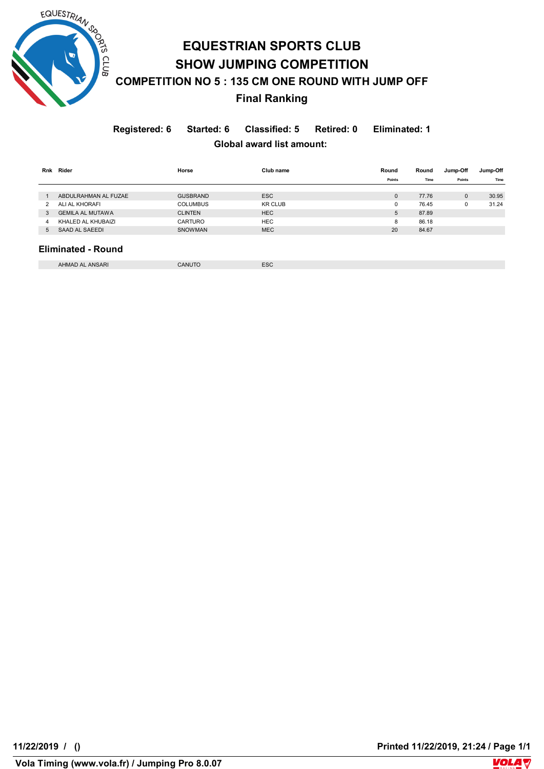# EQUESTRIAN SPORTS CLUB
# SHOW JUMPING COMPETITION
## COMPETITION NO 5 : 135 CM ONE ROUND WITH JUMP OFF
## Final Ranking

**Registered: 6 Started: 6 Classified: 5 Retired: 0 Eliminated: 1**

**Global award list amount:**

| Rnk | Rider | Horse | Club name | Round Points | Round Time | Jump-Off Points | Jump-Off Time |
|---|---|---|---|---|---|---|---|
| 1 | ABDULRAHMAN AL FUZAE | GIJSBRAND | ESC | 0 | 77.76 | 0 | 30.95 |
| 2 | ALI AL KHORAFI | COLUMBUS | KR CLUB | 0 | 76.45 | 0 | 31.24 |
| 3 | GEMILA AL MUTAWA | CLINTEN | HEC | 5 | 87.89 | | |
| 4 | KHALED AL KHUBAIZI | CARTURO | HEC | 8 | 86.18 | | |
| 5 | SAAD AL SAEEDI | SNOWMAN | MEC | 20 | 84.67 | | |

### Eliminated - Round

| | Rider | Horse | Club name |
|---|---|---|---|
| | AHMAD AL ANSARI | CANUTO | ESC |

11/22/2019 / ()

Printed 11/22/2019, 21:24 / Page 1/1

Vola Timing (www.vola.fr) / Jumping Pro 8.0.07